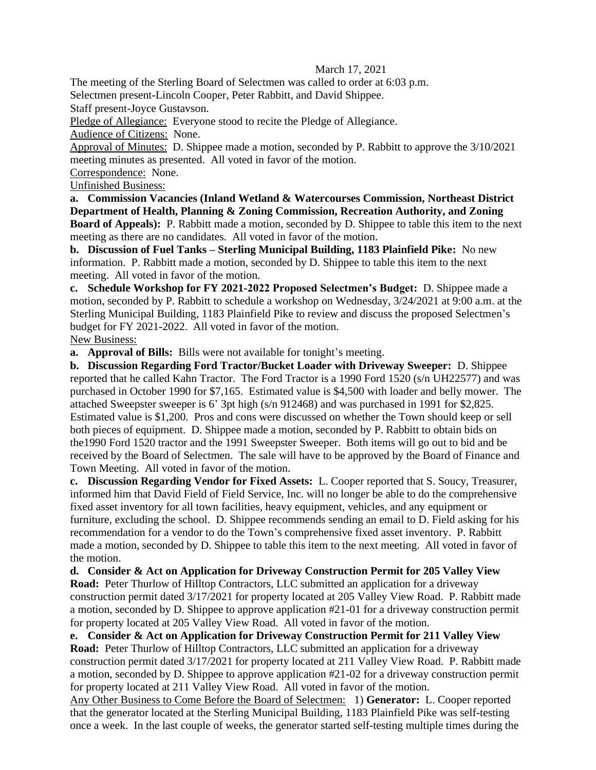March 17, 2021

The meeting of the Sterling Board of Selectmen was called to order at 6:03 p.m.

Selectmen present-Lincoln Cooper, Peter Rabbitt, and David Shippee.

Staff present-Joyce Gustavson.

Pledge of Allegiance: Everyone stood to recite the Pledge of Allegiance.

Audience of Citizens: None.

Approval of Minutes: D. Shippee made a motion, seconded by P. Rabbitt to approve the 3/10/2021 meeting minutes as presented. All voted in favor of the motion.

Correspondence: None.

Unfinished Business:

**a. Commission Vacancies (Inland Wetland & Watercourses Commission, Northeast District Department of Health, Planning & Zoning Commission, Recreation Authority, and Zoning Board of Appeals):** P. Rabbitt made a motion, seconded by D. Shippee to table this item to the next meeting as there are no candidates. All voted in favor of the motion.

**b. Discussion of Fuel Tanks – Sterling Municipal Building, 1183 Plainfield Pike:** No new information. P. Rabbitt made a motion, seconded by D. Shippee to table this item to the next meeting. All voted in favor of the motion.

**c. Schedule Workshop for FY 2021-2022 Proposed Selectmen's Budget:** D. Shippee made a motion, seconded by P. Rabbitt to schedule a workshop on Wednesday, 3/24/2021 at 9:00 a.m. at the Sterling Municipal Building, 1183 Plainfield Pike to review and discuss the proposed Selectmen's budget for FY 2021-2022. All voted in favor of the motion.

New Business:

**a. Approval of Bills:** Bills were not available for tonight's meeting.

**b. Discussion Regarding Ford Tractor/Bucket Loader with Driveway Sweeper:** D. Shippee reported that he called Kahn Tractor. The Ford Tractor is a 1990 Ford 1520 (s/n UH22577) and was purchased in October 1990 for $7,165. Estimated value is $4,500 with loader and belly mower. The attached Sweepster sweeper is 6' 3pt high (s/n 912468) and was purchased in 1991 for $2,825. Estimated value is $1,200. Pros and cons were discussed on whether the Town should keep or sell both pieces of equipment. D. Shippee made a motion, seconded by P. Rabbitt to obtain bids on the1990 Ford 1520 tractor and the 1991 Sweepster Sweeper. Both items will go out to bid and be received by the Board of Selectmen. The sale will have to be approved by the Board of Finance and Town Meeting. All voted in favor of the motion.

**c. Discussion Regarding Vendor for Fixed Assets:** L. Cooper reported that S. Soucy, Treasurer, informed him that David Field of Field Service, Inc. will no longer be able to do the comprehensive fixed asset inventory for all town facilities, heavy equipment, vehicles, and any equipment or furniture, excluding the school. D. Shippee recommends sending an email to D. Field asking for his recommendation for a vendor to do the Town's comprehensive fixed asset inventory. P. Rabbitt made a motion, seconded by D. Shippee to table this item to the next meeting. All voted in favor of the motion.

**d. Consider & Act on Application for Driveway Construction Permit for 205 Valley View Road:** Peter Thurlow of Hilltop Contractors, LLC submitted an application for a driveway construction permit dated 3/17/2021 for property located at 205 Valley View Road. P. Rabbitt made a motion, seconded by D. Shippee to approve application #21-01 for a driveway construction permit for property located at 205 Valley View Road. All voted in favor of the motion.

**e. Consider & Act on Application for Driveway Construction Permit for 211 Valley View Road:** Peter Thurlow of Hilltop Contractors, LLC submitted an application for a driveway construction permit dated 3/17/2021 for property located at 211 Valley View Road. P. Rabbitt made a motion, seconded by D. Shippee to approve application #21-02 for a driveway construction permit for property located at 211 Valley View Road. All voted in favor of the motion.

Any Other Business to Come Before the Board of Selectmen: 1) **Generator:** L. Cooper reported that the generator located at the Sterling Municipal Building, 1183 Plainfield Pike was self-testing once a week. In the last couple of weeks, the generator started self-testing multiple times during the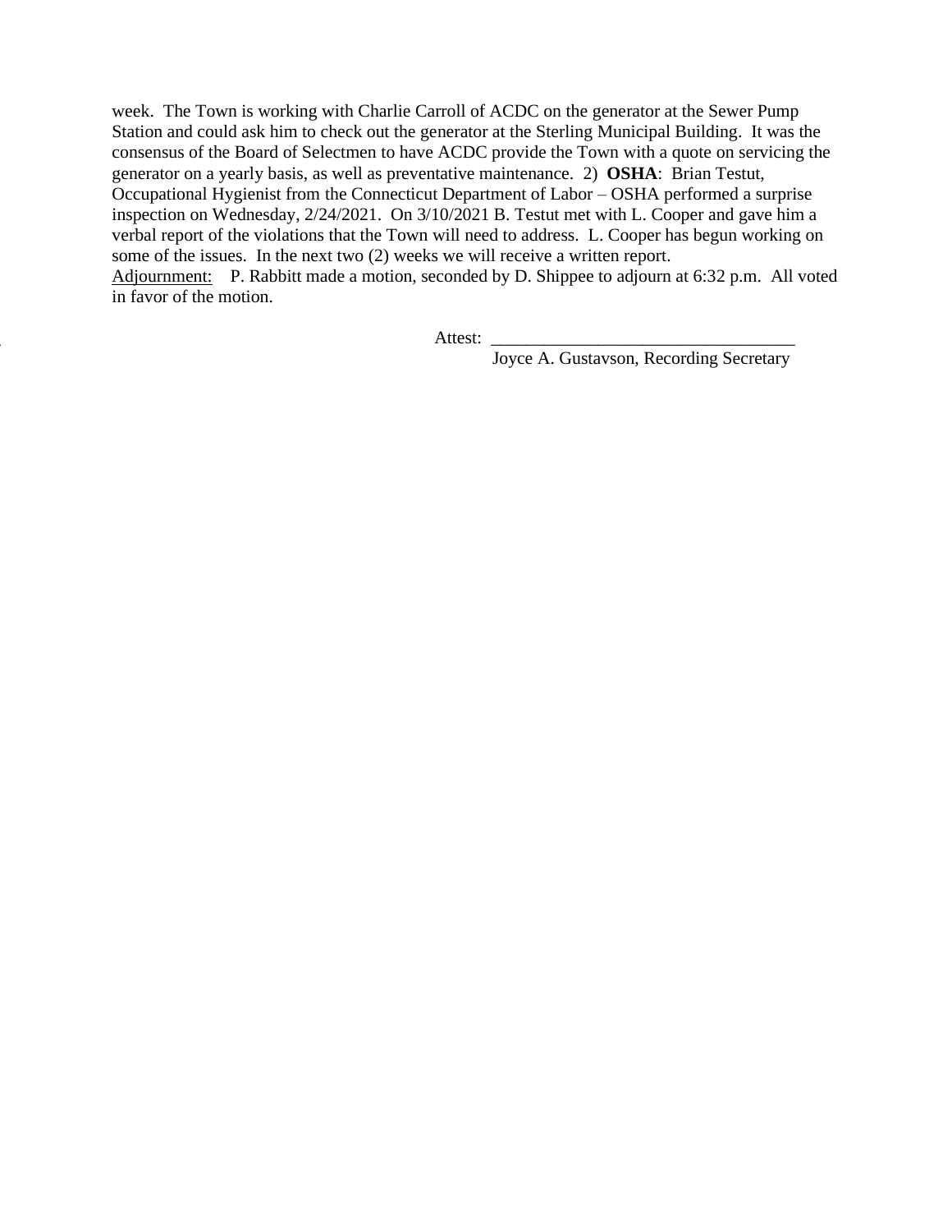week. The Town is working with Charlie Carroll of ACDC on the generator at the Sewer Pump Station and could ask him to check out the generator at the Sterling Municipal Building. It was the consensus of the Board of Selectmen to have ACDC provide the Town with a quote on servicing the generator on a yearly basis, as well as preventative maintenance. 2) **OSHA**: Brian Testut, Occupational Hygienist from the Connecticut Department of Labor – OSHA performed a surprise inspection on Wednesday, 2/24/2021. On 3/10/2021 B. Testut met with L. Cooper and gave him a verbal report of the violations that the Town will need to address. L. Cooper has begun working on some of the issues. In the next two (2) weeks we will receive a written report.

<u>Adjournment:</u> P. Rabbitt made a motion, seconded by D. Shippee to adjourn at 6:32 p.m. All voted in favor of the motion.

Attest: ___________________________________

Joyce A. Gustavson, Recording Secretary